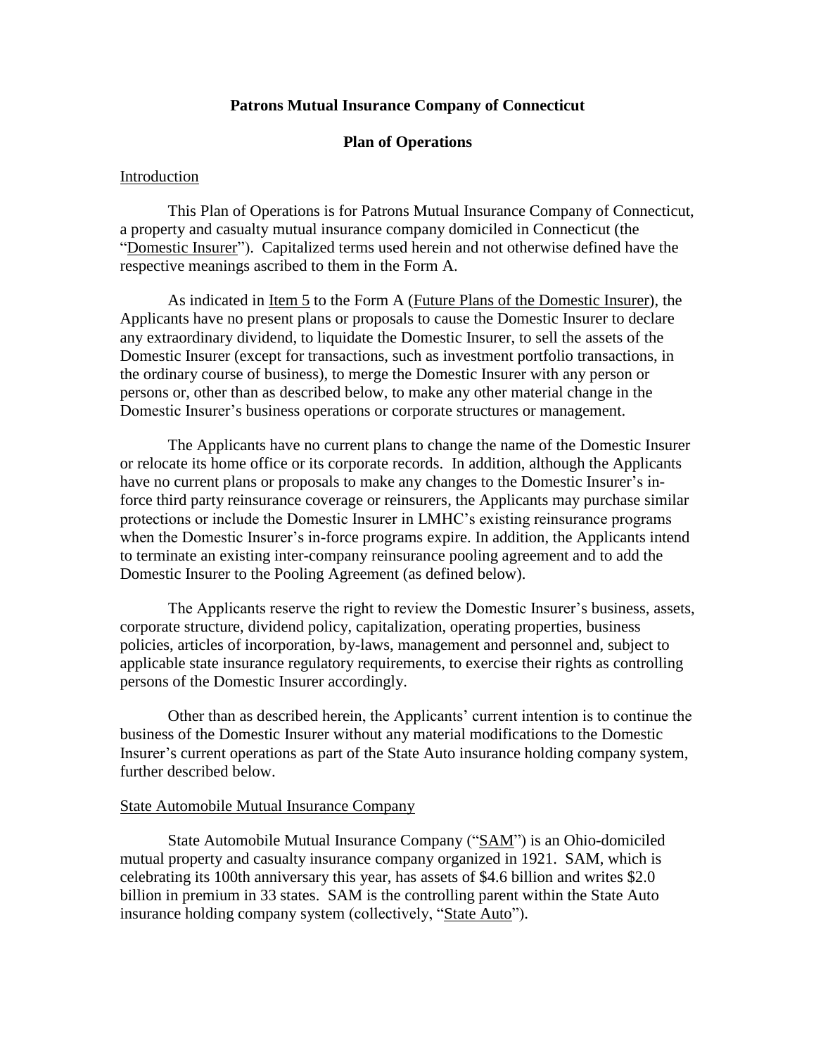**Patrons Mutual Insurance Company of Connecticut**

**Plan of Operations**

Introduction

This Plan of Operations is for Patrons Mutual Insurance Company of Connecticut, a property and casualty mutual insurance company domiciled in Connecticut (the "Domestic Insurer"). Capitalized terms used herein and not otherwise defined have the respective meanings ascribed to them in the Form A.

As indicated in Item 5 to the Form A (Future Plans of the Domestic Insurer), the Applicants have no present plans or proposals to cause the Domestic Insurer to declare any extraordinary dividend, to liquidate the Domestic Insurer, to sell the assets of the Domestic Insurer (except for transactions, such as investment portfolio transactions, in the ordinary course of business), to merge the Domestic Insurer with any person or persons or, other than as described below, to make any other material change in the Domestic Insurer's business operations or corporate structures or management.

The Applicants have no current plans to change the name of the Domestic Insurer or relocate its home office or its corporate records. In addition, although the Applicants have no current plans or proposals to make any changes to the Domestic Insurer's in-force third party reinsurance coverage or reinsurers, the Applicants may purchase similar protections or include the Domestic Insurer in LMHC's existing reinsurance programs when the Domestic Insurer's in-force programs expire. In addition, the Applicants intend to terminate an existing inter-company reinsurance pooling agreement and to add the Domestic Insurer to the Pooling Agreement (as defined below).

The Applicants reserve the right to review the Domestic Insurer's business, assets, corporate structure, dividend policy, capitalization, operating properties, business policies, articles of incorporation, by-laws, management and personnel and, subject to applicable state insurance regulatory requirements, to exercise their rights as controlling persons of the Domestic Insurer accordingly.

Other than as described herein, the Applicants' current intention is to continue the business of the Domestic Insurer without any material modifications to the Domestic Insurer's current operations as part of the State Auto insurance holding company system, further described below.

State Automobile Mutual Insurance Company

State Automobile Mutual Insurance Company ("SAM") is an Ohio-domiciled mutual property and casualty insurance company organized in 1921. SAM, which is celebrating its 100th anniversary this year, has assets of $4.6 billion and writes $2.0 billion in premium in 33 states. SAM is the controlling parent within the State Auto insurance holding company system (collectively, "State Auto").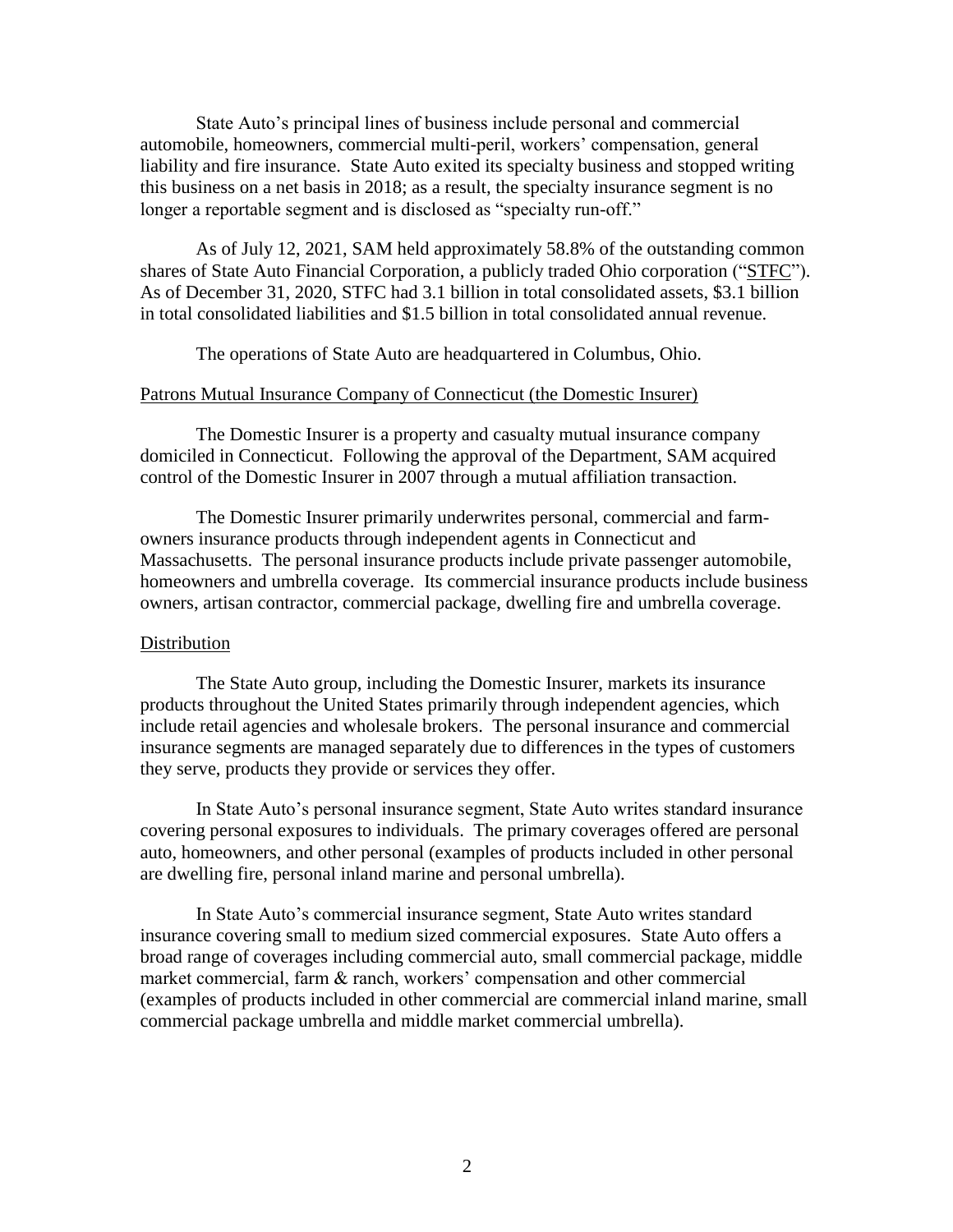State Auto's principal lines of business include personal and commercial automobile, homeowners, commercial multi-peril, workers' compensation, general liability and fire insurance. State Auto exited its specialty business and stopped writing this business on a net basis in 2018; as a result, the specialty insurance segment is no longer a reportable segment and is disclosed as "specialty run-off."

As of July 12, 2021, SAM held approximately 58.8% of the outstanding common shares of State Auto Financial Corporation, a publicly traded Ohio corporation ("STFC"). As of December 31, 2020, STFC had 3.1 billion in total consolidated assets, $3.1 billion in total consolidated liabilities and $1.5 billion in total consolidated annual revenue.

The operations of State Auto are headquartered in Columbus, Ohio.

## Patrons Mutual Insurance Company of Connecticut (the Domestic Insurer)

The Domestic Insurer is a property and casualty mutual insurance company domiciled in Connecticut. Following the approval of the Department, SAM acquired control of the Domestic Insurer in 2007 through a mutual affiliation transaction.

The Domestic Insurer primarily underwrites personal, commercial and farm-owners insurance products through independent agents in Connecticut and Massachusetts. The personal insurance products include private passenger automobile, homeowners and umbrella coverage. Its commercial insurance products include business owners, artisan contractor, commercial package, dwelling fire and umbrella coverage.

## Distribution

The State Auto group, including the Domestic Insurer, markets its insurance products throughout the United States primarily through independent agencies, which include retail agencies and wholesale brokers. The personal insurance and commercial insurance segments are managed separately due to differences in the types of customers they serve, products they provide or services they offer.

In State Auto's personal insurance segment, State Auto writes standard insurance covering personal exposures to individuals. The primary coverages offered are personal auto, homeowners, and other personal (examples of products included in other personal are dwelling fire, personal inland marine and personal umbrella).

In State Auto's commercial insurance segment, State Auto writes standard insurance covering small to medium sized commercial exposures. State Auto offers a broad range of coverages including commercial auto, small commercial package, middle market commercial, farm & ranch, workers' compensation and other commercial (examples of products included in other commercial are commercial inland marine, small commercial package umbrella and middle market commercial umbrella).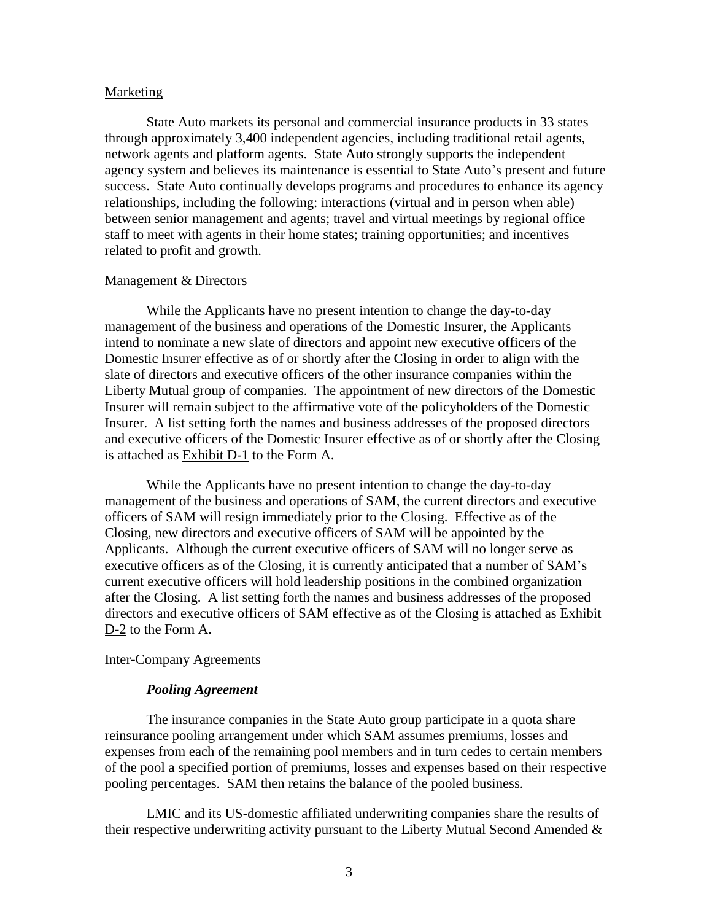<u>Marketing</u>

State Auto markets its personal and commercial insurance products in 33 states through approximately 3,400 independent agencies, including traditional retail agents, network agents and platform agents. State Auto strongly supports the independent agency system and believes its maintenance is essential to State Auto's present and future success. State Auto continually develops programs and procedures to enhance its agency relationships, including the following: interactions (virtual and in person when able) between senior management and agents; travel and virtual meetings by regional office staff to meet with agents in their home states; training opportunities; and incentives related to profit and growth.

<u>Management & Directors</u>

While the Applicants have no present intention to change the day-to-day management of the business and operations of the Domestic Insurer, the Applicants intend to nominate a new slate of directors and appoint new executive officers of the Domestic Insurer effective as of or shortly after the Closing in order to align with the slate of directors and executive officers of the other insurance companies within the Liberty Mutual group of companies. The appointment of new directors of the Domestic Insurer will remain subject to the affirmative vote of the policyholders of the Domestic Insurer. A list setting forth the names and business addresses of the proposed directors and executive officers of the Domestic Insurer effective as of or shortly after the Closing is attached as <u>Exhibit D-1</u> to the Form A.

While the Applicants have no present intention to change the day-to-day management of the business and operations of SAM, the current directors and executive officers of SAM will resign immediately prior to the Closing. Effective as of the Closing, new directors and executive officers of SAM will be appointed by the Applicants. Although the current executive officers of SAM will no longer serve as executive officers as of the Closing, it is currently anticipated that a number of SAM's current executive officers will hold leadership positions in the combined organization after the Closing. A list setting forth the names and business addresses of the proposed directors and executive officers of SAM effective as of the Closing is attached as <u>Exhibit D-2</u> to the Form A.

<u>Inter-Company Agreements</u>

***Pooling Agreement***

The insurance companies in the State Auto group participate in a quota share reinsurance pooling arrangement under which SAM assumes premiums, losses and expenses from each of the remaining pool members and in turn cedes to certain members of the pool a specified portion of premiums, losses and expenses based on their respective pooling percentages. SAM then retains the balance of the pooled business.

LMIC and its US-domestic affiliated underwriting companies share the results of their respective underwriting activity pursuant to the Liberty Mutual Second Amended &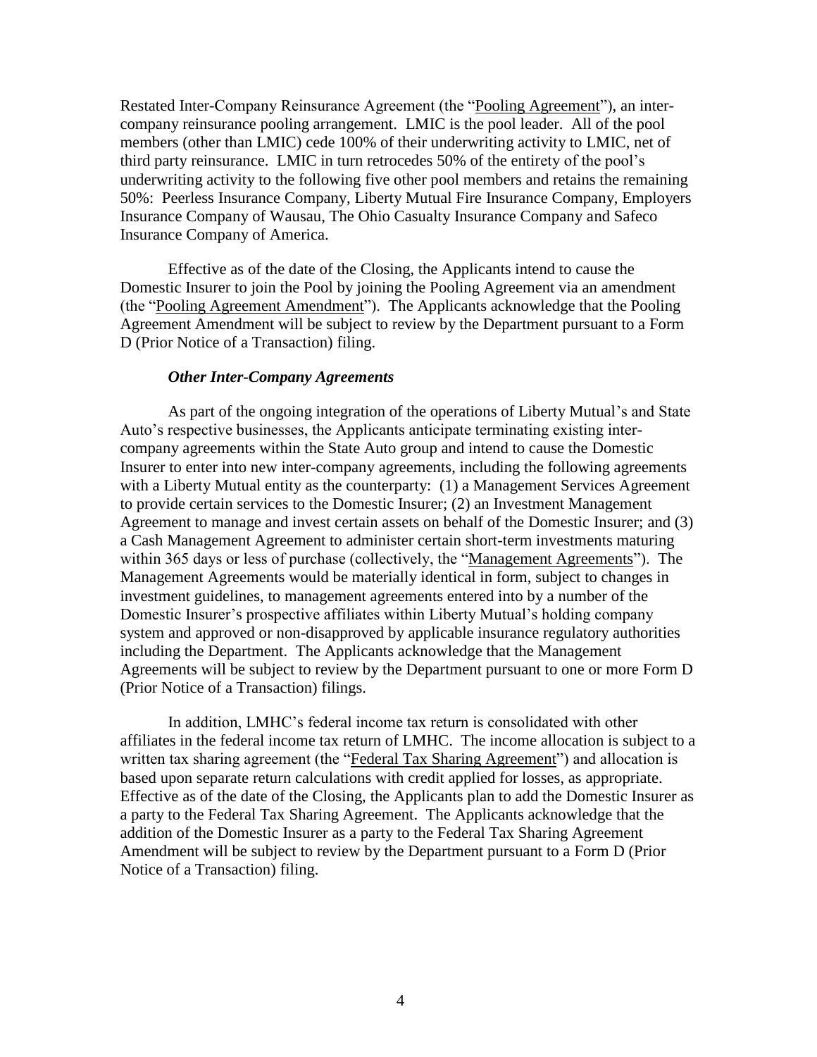Restated Inter-Company Reinsurance Agreement (the "Pooling Agreement"), an inter-company reinsurance pooling arrangement. LMIC is the pool leader. All of the pool members (other than LMIC) cede 100% of their underwriting activity to LMIC, net of third party reinsurance. LMIC in turn retrocedes 50% of the entirety of the pool's underwriting activity to the following five other pool members and retains the remaining 50%: Peerless Insurance Company, Liberty Mutual Fire Insurance Company, Employers Insurance Company of Wausau, The Ohio Casualty Insurance Company and Safeco Insurance Company of America.

Effective as of the date of the Closing, the Applicants intend to cause the Domestic Insurer to join the Pool by joining the Pooling Agreement via an amendment (the "Pooling Agreement Amendment"). The Applicants acknowledge that the Pooling Agreement Amendment will be subject to review by the Department pursuant to a Form D (Prior Notice of a Transaction) filing.

***Other Inter-Company Agreements***

As part of the ongoing integration of the operations of Liberty Mutual's and State Auto's respective businesses, the Applicants anticipate terminating existing inter-company agreements within the State Auto group and intend to cause the Domestic Insurer to enter into new inter-company agreements, including the following agreements with a Liberty Mutual entity as the counterparty: (1) a Management Services Agreement to provide certain services to the Domestic Insurer; (2) an Investment Management Agreement to manage and invest certain assets on behalf of the Domestic Insurer; and (3) a Cash Management Agreement to administer certain short-term investments maturing within 365 days or less of purchase (collectively, the "Management Agreements"). The Management Agreements would be materially identical in form, subject to changes in investment guidelines, to management agreements entered into by a number of the Domestic Insurer's prospective affiliates within Liberty Mutual's holding company system and approved or non-disapproved by applicable insurance regulatory authorities including the Department. The Applicants acknowledge that the Management Agreements will be subject to review by the Department pursuant to one or more Form D (Prior Notice of a Transaction) filings.

In addition, LMHC's federal income tax return is consolidated with other affiliates in the federal income tax return of LMHC. The income allocation is subject to a written tax sharing agreement (the "Federal Tax Sharing Agreement") and allocation is based upon separate return calculations with credit applied for losses, as appropriate. Effective as of the date of the Closing, the Applicants plan to add the Domestic Insurer as a party to the Federal Tax Sharing Agreement. The Applicants acknowledge that the addition of the Domestic Insurer as a party to the Federal Tax Sharing Agreement Amendment will be subject to review by the Department pursuant to a Form D (Prior Notice of a Transaction) filing.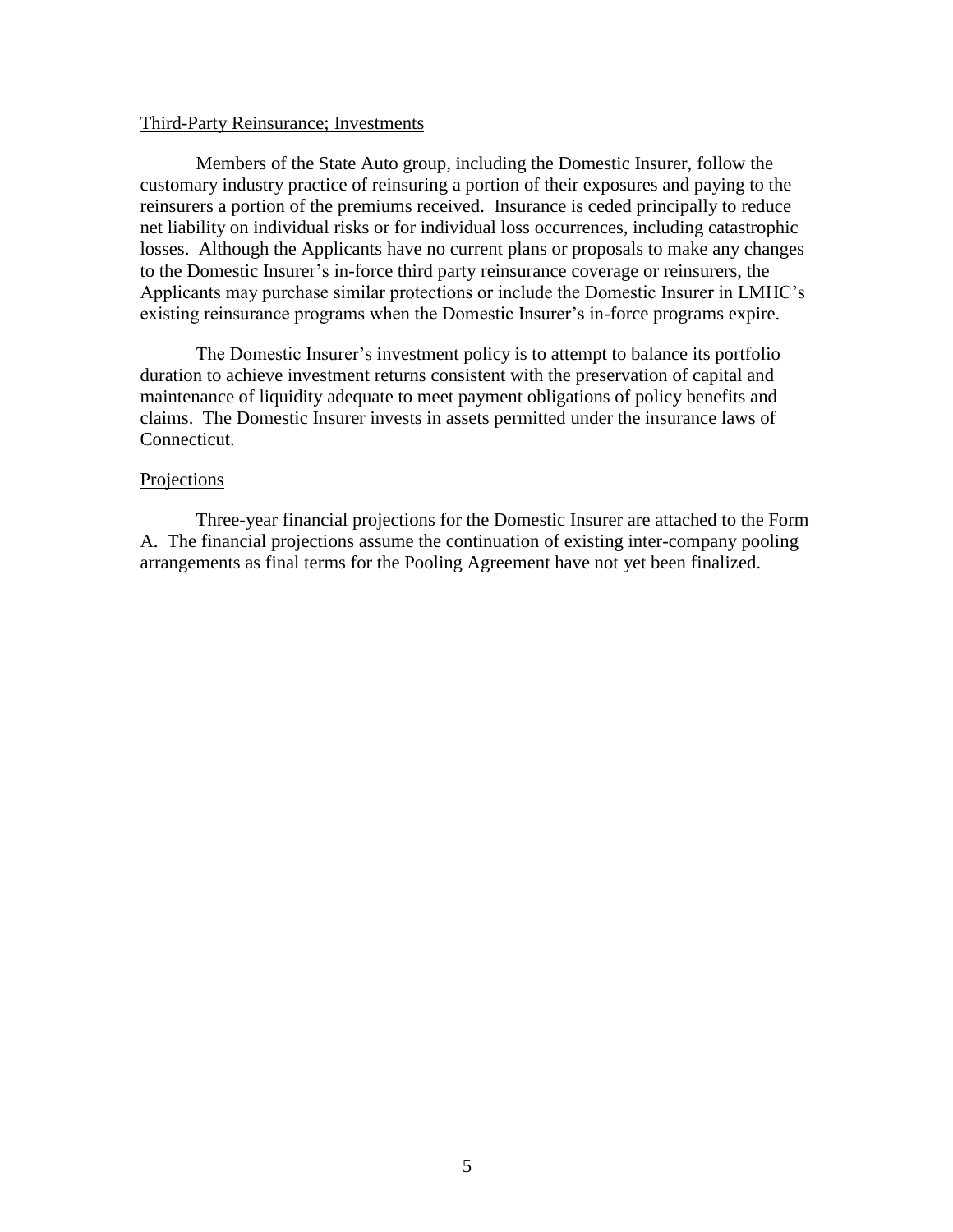Third-Party Reinsurance; Investments

Members of the State Auto group, including the Domestic Insurer, follow the customary industry practice of reinsuring a portion of their exposures and paying to the reinsurers a portion of the premiums received. Insurance is ceded principally to reduce net liability on individual risks or for individual loss occurrences, including catastrophic losses. Although the Applicants have no current plans or proposals to make any changes to the Domestic Insurer's in-force third party reinsurance coverage or reinsurers, the Applicants may purchase similar protections or include the Domestic Insurer in LMHC's existing reinsurance programs when the Domestic Insurer's in-force programs expire.

The Domestic Insurer's investment policy is to attempt to balance its portfolio duration to achieve investment returns consistent with the preservation of capital and maintenance of liquidity adequate to meet payment obligations of policy benefits and claims. The Domestic Insurer invests in assets permitted under the insurance laws of Connecticut.

Projections

Three-year financial projections for the Domestic Insurer are attached to the Form A. The financial projections assume the continuation of existing inter-company pooling arrangements as final terms for the Pooling Agreement have not yet been finalized.